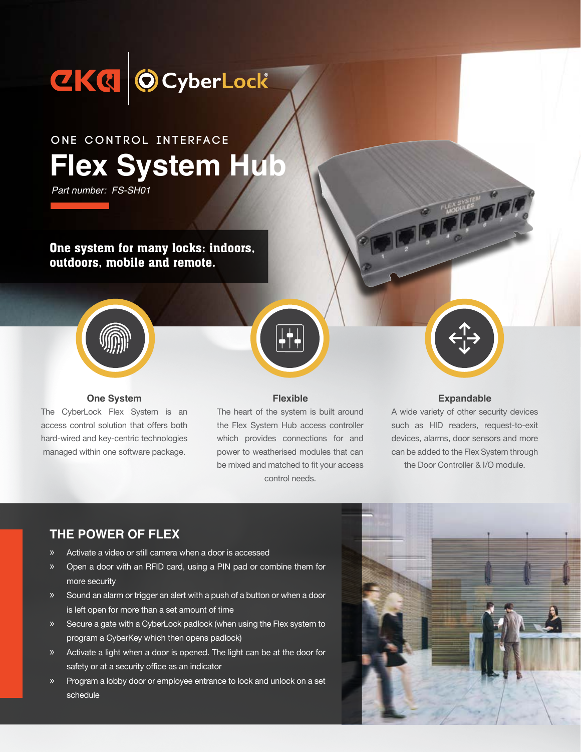ONE CONTROL INTERFACE

# Flex System Hub

*Part number: FS-SH01*

**One system for many locks: indoors, outdoors, mobile and remote.**

### One System

The CyberLock Flex System is an access control solution that offers both hard-wired and key-centric technologies managed within one software package.

### Flexible

The heart of the system is built around the Flex System Hub access controller which provides connections for and power to weatherised modules that can be mixed and matched to fit your access control needs.

### Expandable

A wide variety of other security devices such as HID readers, request-to-exit devices, alarms, door sensors and more can be added to the Flex System through the Door Controller & I/O module.

## THE POWER OF FLEX

- Activate a video or still camera when a door is accessed
- Open a door with an RFID card, using a PIN pad or combine them for more security
- Sound an alarm or trigger an alert with a push of a button or when a door is left open for more than a set amount of time
- Secure a gate with a CyberLock padlock (when using the Flex system to program a CyberKey which then opens padlock)
- Activate a light when a door is opened. The light can be at the door for safety or at a security office as an indicator
- Program a lobby door or employee entrance to lock and unlock on a set schedule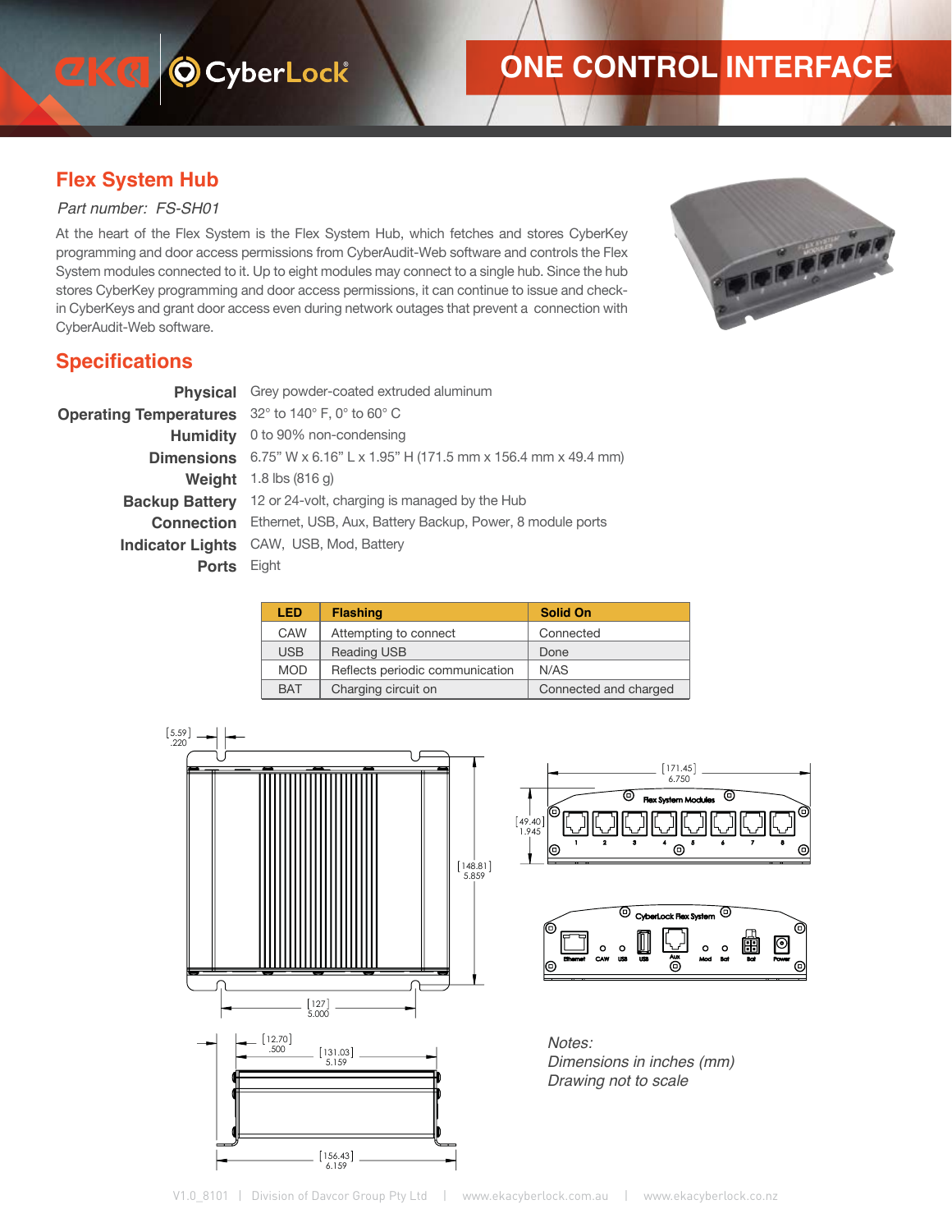# ONE CONTROL INTERFACE

## Flex System Hub

*Part number: FS-SH01*

At the heart of the Flex System is the Flex System Hub, which fetches and stores CyberKey programming and door access permissions from CyberAudit-Web software and controls the Flex System modules connected to it. Up to eight modules may connect to a single hub. Since the hub stores CyberKey programming and door access permissions, it can continue to issue and check-in CyberKeys and grant door access even during network outages that prevent a connection with CyberAudit-Web software.

## Specifications

| | |
|---|---|
| **Physical** | Grey powder-coated extruded aluminum |
| **Operating Temperatures** | 32° to 140° F, 0° to 60° C |
| **Humidity** | 0 to 90% non-condensing |
| **Dimensions** | 6.75" W x 6.16" L x 1.95" H (171.5 mm x 156.4 mm x 49.4 mm) |
| **Weight** | 1.8 lbs (816 g) |
| **Backup Battery** | 12 or 24-volt, charging is managed by the Hub |
| **Connection** | Ethernet, USB, Aux, Battery Backup, Power, 8 module ports |
| **Indicator Lights** | CAW, USB, Mod, Battery |
| **Ports** | Eight |

| LED | Flashing | Solid On |
|---|---|---|
| CAW | Attempting to connect | Connected |
| USB | Reading USB | Done |
| MOD | Reflects periodic communication | N/AS |
| BAT | Charging circuit on | Connected and charged |

[5.59] .220

[148.81] 5.859

[127] 5.000

[171.45] 6.750

[49.40] 1.945

Flex System Modules

1 2 3 4 5 6 7 8

CyberLock Flex System

Ethernet CAW USB USB Aux Mod Bat Bat Power

[12.70] .500

[131.03] 5.159

[156.43] 6.159

*Notes:*
*Dimensions in inches (mm)*
*Drawing not to scale*

V1.0_8101 | Division of Davcor Group Pty Ltd | www.ekacyberlock.com.au | www.ekacyberlock.co.nz